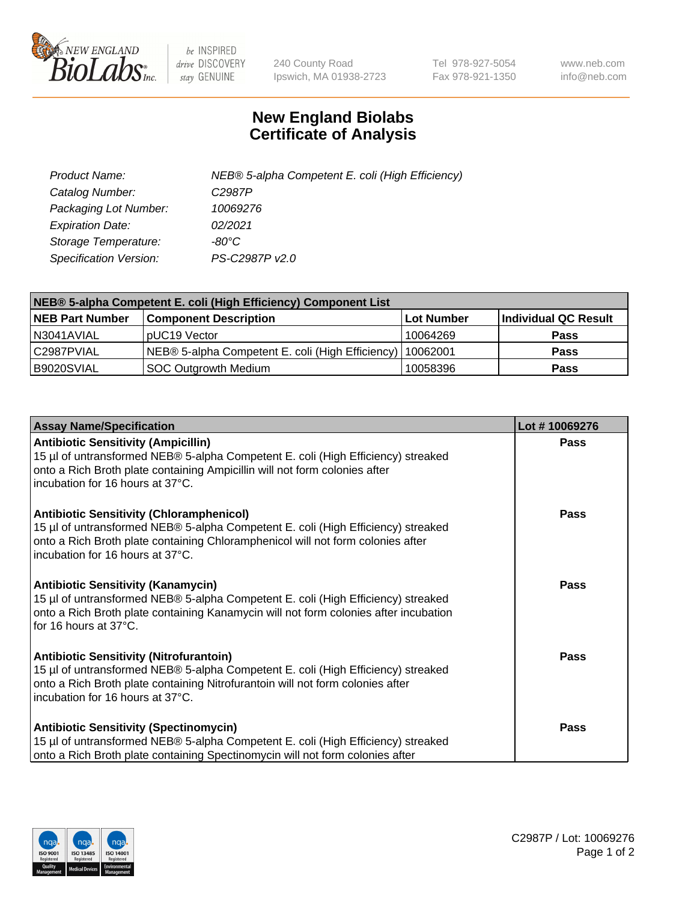# New England Biolabs Certificate of Analysis

| | |
|---|---|
| *Product Name:* | *NEB® 5-alpha Competent E. coli (High Efficiency)* |
| *Catalog Number:* | *C2987P* |
| *Packaging Lot Number:* | *10069276* |
| *Expiration Date:* | *02/2021* |
| *Storage Temperature:* | *-80°C* |
| *Specification Version:* | *PS-C2987P v2.0* |

**NEB® 5-alpha Competent E. coli (High Efficiency) Component List**

| NEB Part Number | Component Description | Lot Number | Individual QC Result |
|---|---|---|---|
| N3041AVIAL | pUC19 Vector | 10064269 | **Pass** |
| C2987PVIAL | NEB® 5-alpha Competent E. coli (High Efficiency) | 10062001 | **Pass** |
| B9020SVIAL | SOC Outgrowth Medium | 10058396 | **Pass** |

| Assay Name/Specification | Lot # 10069276 |
|---|---|
| **Antibiotic Sensitivity (Ampicillin)**<br>15 µl of untransformed NEB® 5-alpha Competent E. coli (High Efficiency) streaked onto a Rich Broth plate containing Ampicillin will not form colonies after incubation for 16 hours at 37°C. | **Pass** |
| **Antibiotic Sensitivity (Chloramphenicol)**<br>15 µl of untransformed NEB® 5-alpha Competent E. coli (High Efficiency) streaked onto a Rich Broth plate containing Chloramphenicol will not form colonies after incubation for 16 hours at 37°C. | **Pass** |
| **Antibiotic Sensitivity (Kanamycin)**<br>15 µl of untransformed NEB® 5-alpha Competent E. coli (High Efficiency) streaked onto a Rich Broth plate containing Kanamycin will not form colonies after incubation for 16 hours at 37°C. | **Pass** |
| **Antibiotic Sensitivity (Nitrofurantoin)**<br>15 µl of untransformed NEB® 5-alpha Competent E. coli (High Efficiency) streaked onto a Rich Broth plate containing Nitrofurantoin will not form colonies after incubation for 16 hours at 37°C. | **Pass** |
| **Antibiotic Sensitivity (Spectinomycin)**<br>15 µl of untransformed NEB® 5-alpha Competent E. coli (High Efficiency) streaked onto a Rich Broth plate containing Spectinomycin will not form colonies after | **Pass** |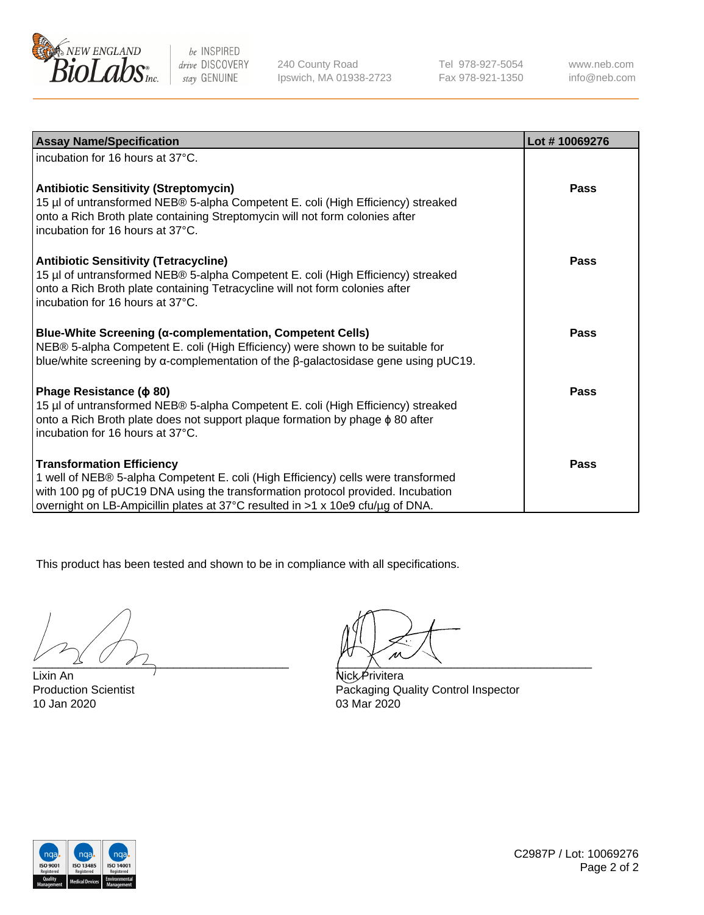| Assay Name/Specification | Lot # 10069276 |
|---|---|
| incubation for 16 hours at 37°C. | |
| **Antibiotic Sensitivity (Streptomycin)**<br>15 µl of untransformed NEB® 5-alpha Competent E. coli (High Efficiency) streaked onto a Rich Broth plate containing Streptomycin will not form colonies after incubation for 16 hours at 37°C. | **Pass** |
| **Antibiotic Sensitivity (Tetracycline)**<br>15 µl of untransformed NEB® 5-alpha Competent E. coli (High Efficiency) streaked onto a Rich Broth plate containing Tetracycline will not form colonies after incubation for 16 hours at 37°C. | **Pass** |
| **Blue-White Screening (α-complementation, Competent Cells)**<br>NEB® 5-alpha Competent E. coli (High Efficiency) were shown to be suitable for blue/white screening by α-complementation of the β-galactosidase gene using pUC19. | **Pass** |
| **Phage Resistance (ϕ 80)**<br>15 µl of untransformed NEB® 5-alpha Competent E. coli (High Efficiency) streaked onto a Rich Broth plate does not support plaque formation by phage ϕ 80 after incubation for 16 hours at 37°C. | **Pass** |
| **Transformation Efficiency**<br>1 well of NEB® 5-alpha Competent E. coli (High Efficiency) cells were transformed with 100 pg of pUC19 DNA using the transformation protocol provided. Incubation overnight on LB-Ampicillin plates at 37°C resulted in >1 x 10e9 cfu/µg of DNA. | **Pass** |

This product has been tested and shown to be in compliance with all specifications.

Lixin An
Production Scientist
10 Jan 2020

Nick Privitera
Packaging Quality Control Inspector
03 Mar 2020

C2987P / Lot: 10069276